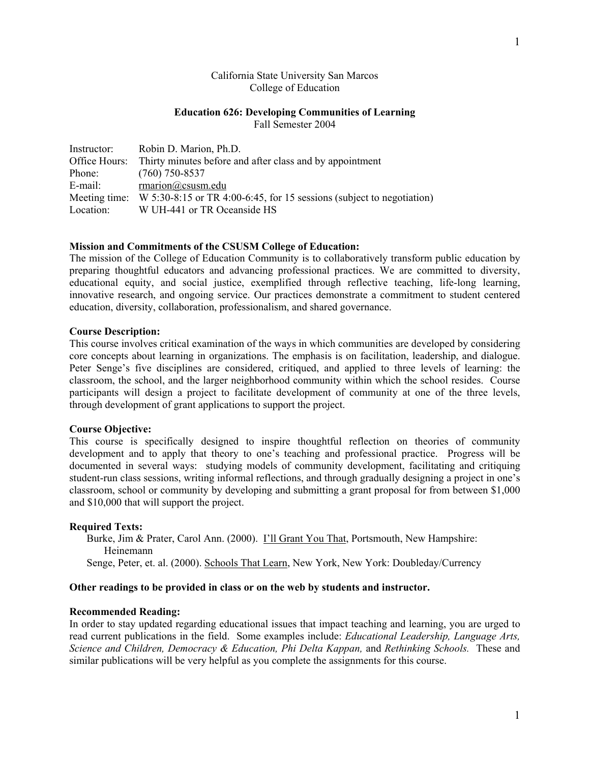California State University San Marcos
College of Education

**Education 626: Developing Communities of Learning**
Fall Semester 2004

Instructor: Robin D. Marion, Ph.D.
Office Hours: Thirty minutes before and after class and by appointment
Phone: (760) 750-8537
E-mail: rmarion@csusm.edu
Meeting time: W 5:30-8:15 or TR 4:00-6:45, for 15 sessions (subject to negotiation)
Location: W UH-441 or TR Oceanside HS

**Mission and Commitments of the CSUSM College of Education:**
The mission of the College of Education Community is to collaboratively transform public education by preparing thoughtful educators and advancing professional practices. We are committed to diversity, educational equity, and social justice, exemplified through reflective teaching, life-long learning, innovative research, and ongoing service. Our practices demonstrate a commitment to student centered education, diversity, collaboration, professionalism, and shared governance.

**Course Description:**
This course involves critical examination of the ways in which communities are developed by considering core concepts about learning in organizations. The emphasis is on facilitation, leadership, and dialogue. Peter Senge's five disciplines are considered, critiqued, and applied to three levels of learning: the classroom, the school, and the larger neighborhood community within which the school resides. Course participants will design a project to facilitate development of community at one of the three levels, through development of grant applications to support the project.

**Course Objective:**
This course is specifically designed to inspire thoughtful reflection on theories of community development and to apply that theory to one's teaching and professional practice. Progress will be documented in several ways: studying models of community development, facilitating and critiquing student-run class sessions, writing informal reflections, and through gradually designing a project in one's classroom, school or community by developing and submitting a grant proposal for from between $1,000 and $10,000 that will support the project.

**Required Texts:**
Burke, Jim & Prater, Carol Ann. (2000). I'll Grant You That, Portsmouth, New Hampshire: Heinemann
Senge, Peter, et. al. (2000). Schools That Learn, New York, New York: Doubleday/Currency

**Other readings to be provided in class or on the web by students and instructor.**

**Recommended Reading:**
In order to stay updated regarding educational issues that impact teaching and learning, you are urged to read current publications in the field. Some examples include: *Educational Leadership, Language Arts, Science and Children, Democracy & Education, Phi Delta Kappan,* and *Rethinking Schools.* These and similar publications will be very helpful as you complete the assignments for this course.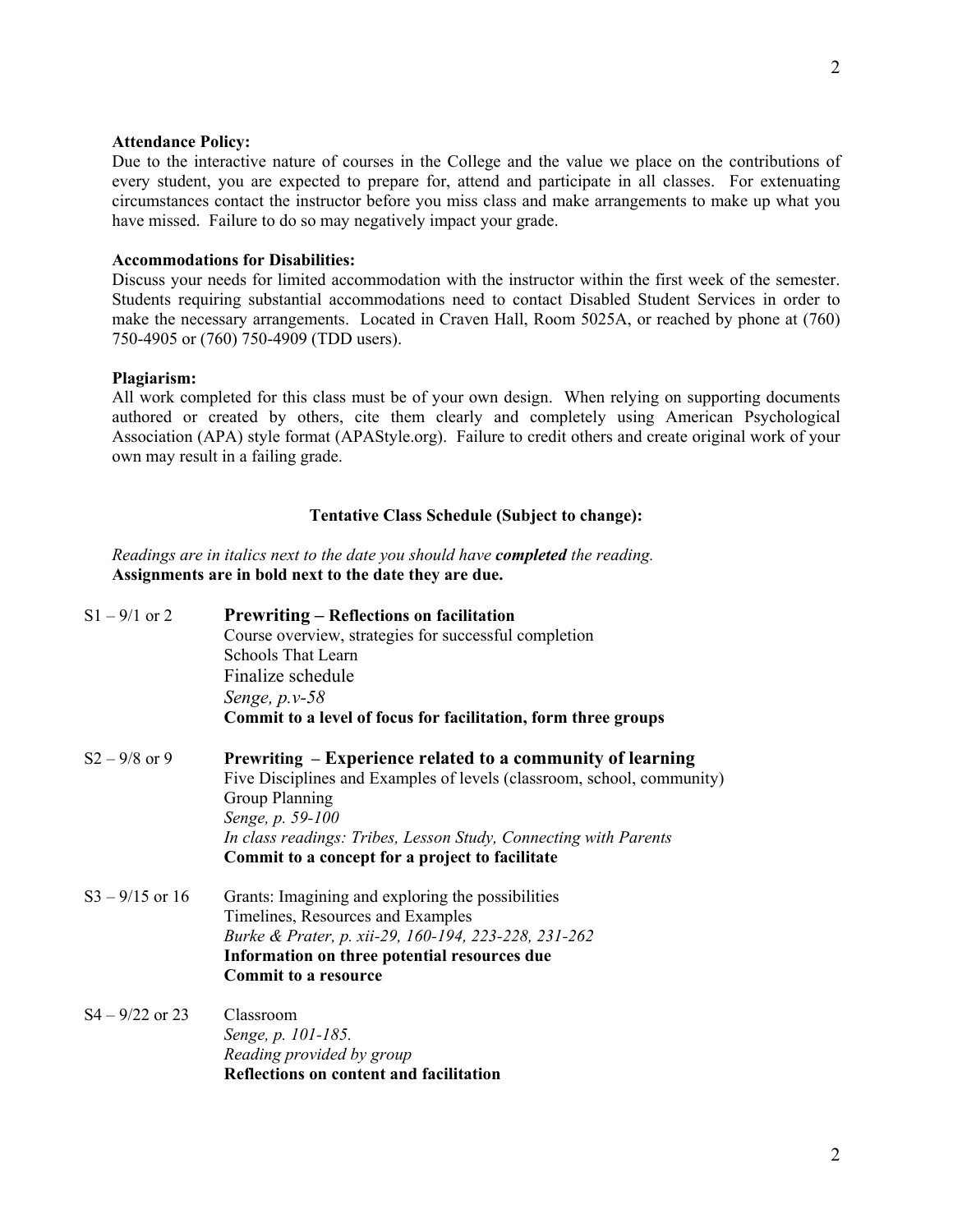**Attendance Policy:**
Due to the interactive nature of courses in the College and the value we place on the contributions of every student, you are expected to prepare for, attend and participate in all classes. For extenuating circumstances contact the instructor before you miss class and make arrangements to make up what you have missed. Failure to do so may negatively impact your grade.

**Accommodations for Disabilities:**
Discuss your needs for limited accommodation with the instructor within the first week of the semester. Students requiring substantial accommodations need to contact Disabled Student Services in order to make the necessary arrangements. Located in Craven Hall, Room 5025A, or reached by phone at (760) 750-4905 or (760) 750-4909 (TDD users).

**Plagiarism:**
All work completed for this class must be of your own design. When relying on supporting documents authored or created by others, cite them clearly and completely using American Psychological Association (APA) style format (APAStyle.org). Failure to credit others and create original work of your own may result in a failing grade.

## Tentative Class Schedule (Subject to change):

*Readings are in italics next to the date you should have* ***completed*** *the reading.*
**Assignments are in bold next to the date they are due.**

S1 – 9/1 or 2
: **Prewriting – Reflections on facilitation**
Course overview, strategies for successful completion
Schools That Learn
Finalize schedule
*Senge, p.v-58*
**Commit to a level of focus for facilitation, form three groups**

S2 – 9/8 or 9
: **Prewriting – Experience related to a community of learning**
Five Disciplines and Examples of levels (classroom, school, community)
Group Planning
*Senge, p. 59-100*
*In class readings: Tribes, Lesson Study, Connecting with Parents*
**Commit to a concept for a project to facilitate**

S3 – 9/15 or 16
: Grants: Imagining and exploring the possibilities
Timelines, Resources and Examples
*Burke & Prater, p. xii-29, 160-194, 223-228, 231-262*
**Information on three potential resources due**
**Commit to a resource**

S4 – 9/22 or 23
: Classroom
*Senge, p. 101-185.*
*Reading provided by group*
**Reflections on content and facilitation**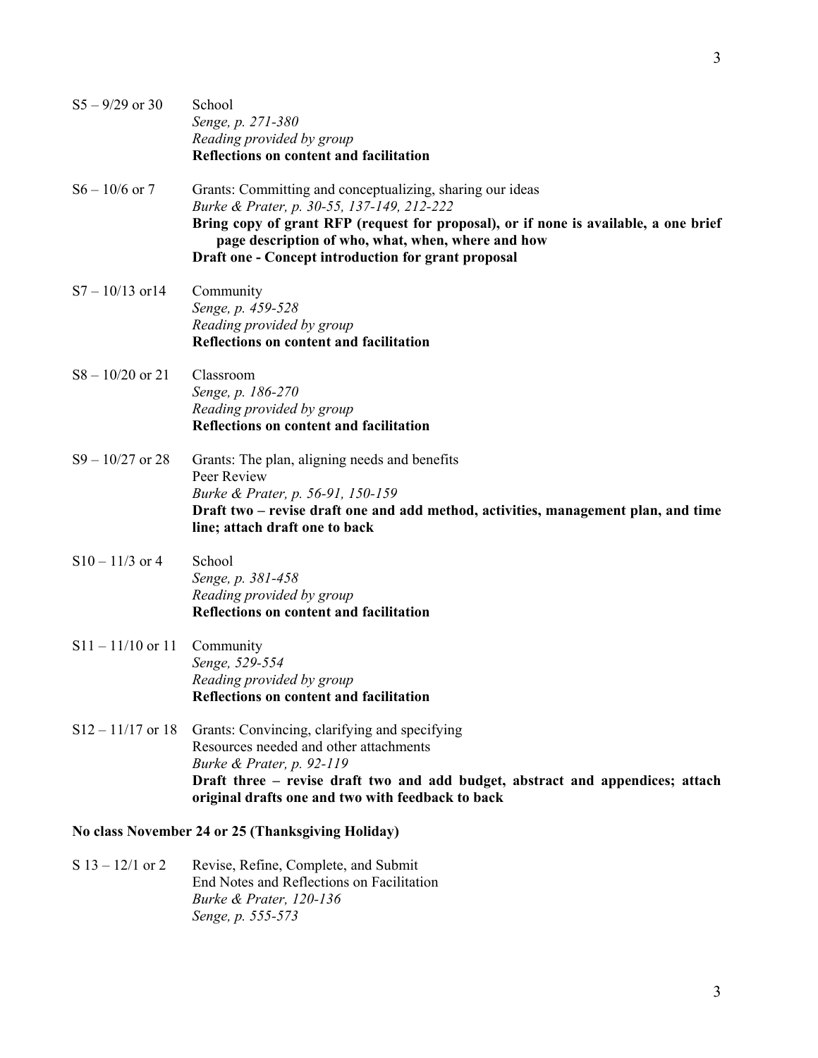S5 – 9/29 or 30 School
*Senge, p. 271-380*
*Reading provided by group*
**Reflections on content and facilitation**

S6 – 10/6 or 7 Grants: Committing and conceptualizing, sharing our ideas
*Burke & Prater, p. 30-55, 137-149, 212-222*
**Bring copy of grant RFP (request for proposal), or if none is available, a one brief page description of who, what, when, where and how**
**Draft one - Concept introduction for grant proposal**

S7 – 10/13 or14 Community
*Senge, p. 459-528*
*Reading provided by group*
**Reflections on content and facilitation**

S8 – 10/20 or 21 Classroom
*Senge, p. 186-270*
*Reading provided by group*
**Reflections on content and facilitation**

S9 – 10/27 or 28 Grants: The plan, aligning needs and benefits
Peer Review
*Burke & Prater, p. 56-91, 150-159*
**Draft two – revise draft one and add method, activities, management plan, and time line; attach draft one to back**

S10 – 11/3 or 4 School
*Senge, p. 381-458*
*Reading provided by group*
**Reflections on content and facilitation**

S11 – 11/10 or 11 Community
*Senge, 529-554*
*Reading provided by group*
**Reflections on content and facilitation**

S12 – 11/17 or 18 Grants: Convincing, clarifying and specifying
Resources needed and other attachments
*Burke & Prater, p. 92-119*
**Draft three – revise draft two and add budget, abstract and appendices; attach original drafts one and two with feedback to back**

**No class November 24 or 25 (Thanksgiving Holiday)**

S 13 – 12/1 or 2 Revise, Refine, Complete, and Submit
End Notes and Reflections on Facilitation
*Burke & Prater, 120-136*
*Senge, p. 555-573*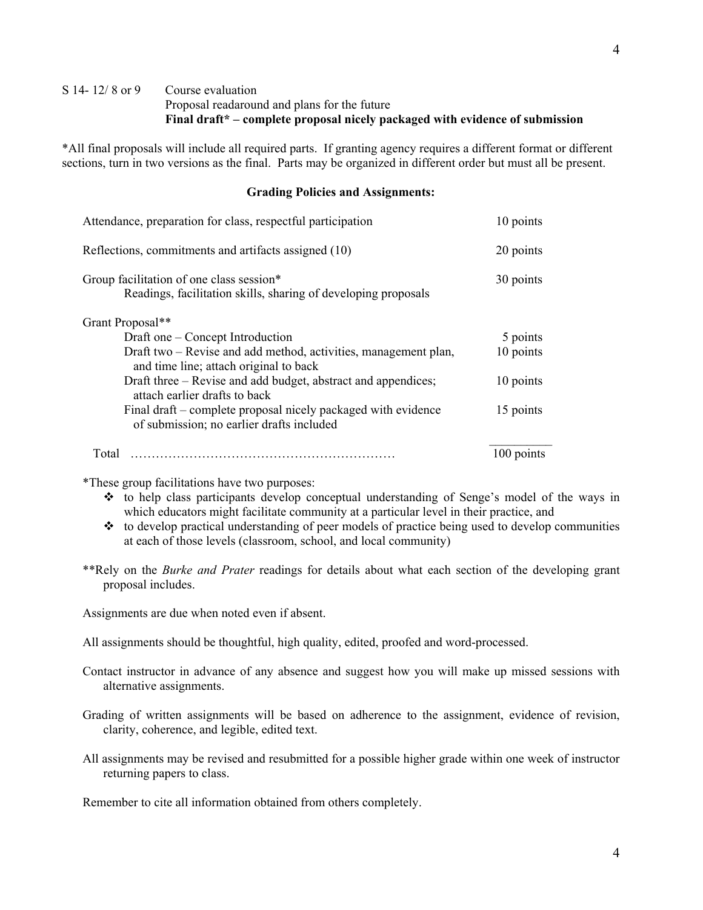S 14- 12/ 8 or 9 Course evaluation
Proposal readaround and plans for the future
**Final draft* – complete proposal nicely packaged with evidence of submission**

*All final proposals will include all required parts. If granting agency requires a different format or different sections, turn in two versions as the final. Parts may be organized in different order but must all be present.

**Grading Policies and Assignments:**

| | |
|---|---|
| Attendance, preparation for class, respectful participation | 10 points |
| Reflections, commitments and artifacts assigned (10) | 20 points |
| Group facilitation of one class session* <br> Readings, facilitation skills, sharing of developing proposals | 30 points |
| Grant Proposal** | |
| Draft one – Concept Introduction | 5 points |
| Draft two – Revise and add method, activities, management plan, and time line; attach original to back | 10 points |
| Draft three – Revise and add budget, abstract and appendices; attach earlier drafts to back | 10 points |
| Final draft – complete proposal nicely packaged with evidence of submission; no earlier drafts included | 15 points |
| Total ……………………………………………………… | 100 points |

*These group facilitations have two purposes:

- to help class participants develop conceptual understanding of Senge's model of the ways in which educators might facilitate community at a particular level in their practice, and
- to develop practical understanding of peer models of practice being used to develop communities at each of those levels (classroom, school, and local community)

**Rely on the *Burke and Prater* readings for details about what each section of the developing grant proposal includes.

Assignments are due when noted even if absent.

All assignments should be thoughtful, high quality, edited, proofed and word-processed.

Contact instructor in advance of any absence and suggest how you will make up missed sessions with alternative assignments.

Grading of written assignments will be based on adherence to the assignment, evidence of revision, clarity, coherence, and legible, edited text.

All assignments may be revised and resubmitted for a possible higher grade within one week of instructor returning papers to class.

Remember to cite all information obtained from others completely.